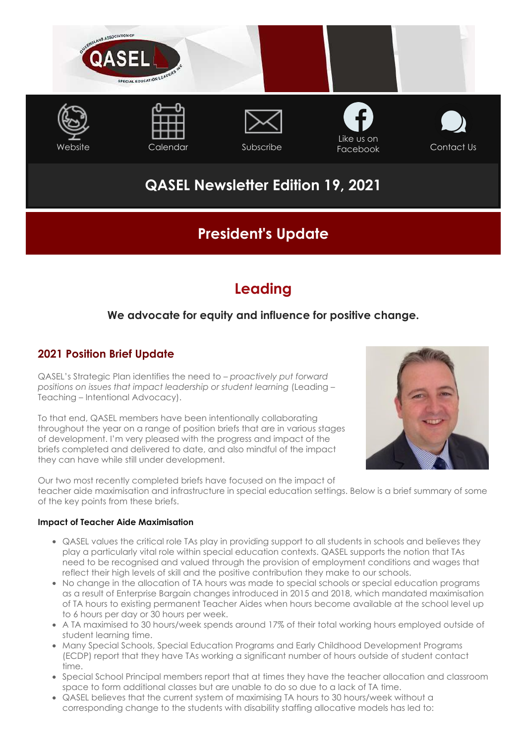Website Calendar Subscribe Like us on Facebook Contact Us

# QASEL Newsletter Edition 19, 2021

## President's Update

## Leading

**We advocate for equity and influence for positive change.**

### 2021 Position Brief Update

QASEL's Strategic Plan identifies the need to – *proactively put forward positions on issues that impact leadership or student learning* (Leading – Teaching – Intentional Advocacy).

To that end, QASEL members have been intentionally collaborating throughout the year on a range of position briefs that are in various stages of development. I'm very pleased with the progress and impact of the briefs completed and delivered to date, and also mindful of the impact they can have while still under development.

Our two most recently completed briefs have focused on the impact of teacher aide maximisation and infrastructure in special education settings. Below is a brief summary of some of the key points from these briefs.

**Impact of Teacher Aide Maximisation**

- QASEL values the critical role TAs play in providing support to all students in schools and believes they play a particularly vital role within special education contexts. QASEL supports the notion that TAs need to be recognised and valued through the provision of employment conditions and wages that reflect their high levels of skill and the positive contribution they make to our schools.
- No change in the allocation of TA hours was made to special schools or special education programs as a result of Enterprise Bargain changes introduced in 2015 and 2018, which mandated maximisation of TA hours to existing permanent Teacher Aides when hours become available at the school level up to 6 hours per day or 30 hours per week.
- A TA maximised to 30 hours/week spends around 17% of their total working hours employed outside of student learning time.
- Many Special Schools, Special Education Programs and Early Childhood Development Programs (ECDP) report that they have TAs working a significant number of hours outside of student contact time.
- Special School Principal members report that at times they have the teacher allocation and classroom space to form additional classes but are unable to do so due to a lack of TA time.
- QASEL believes that the current system of maximising TA hours to 30 hours/week without a corresponding change to the students with disability staffing allocative models has led to: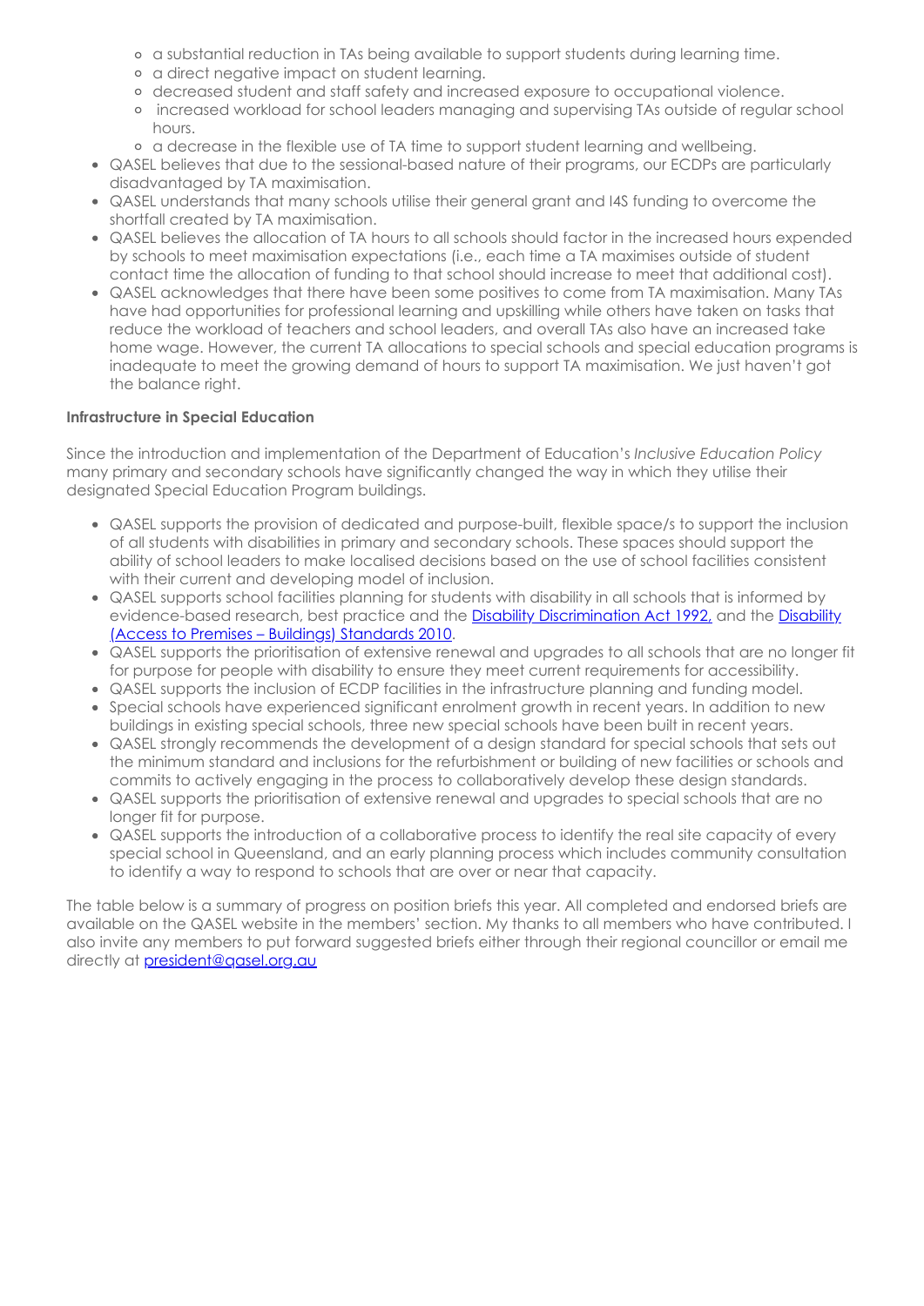- a substantial reduction in TAs being available to support students during learning time.
    - a direct negative impact on student learning.
    - decreased student and staff safety and increased exposure to occupational violence.
    - increased workload for school leaders managing and supervising TAs outside of regular school hours.
    - a decrease in the flexible use of TA time to support student learning and wellbeing.
- QASEL believes that due to the sessional-based nature of their programs, our ECDPs are particularly disadvantaged by TA maximisation.
- QASEL understands that many schools utilise their general grant and I4S funding to overcome the shortfall created by TA maximisation.
- QASEL believes the allocation of TA hours to all schools should factor in the increased hours expended by schools to meet maximisation expectations (i.e., each time a TA maximises outside of student contact time the allocation of funding to that school should increase to meet that additional cost).
- QASEL acknowledges that there have been some positives to come from TA maximisation. Many TAs have had opportunities for professional learning and upskilling while others have taken on tasks that reduce the workload of teachers and school leaders, and overall TAs also have an increased take home wage. However, the current TA allocations to special schools and special education programs is inadequate to meet the growing demand of hours to support TA maximisation. We just haven't got the balance right.

**Infrastructure in Special Education**

Since the introduction and implementation of the Department of Education's *Inclusive Education Policy* many primary and secondary schools have significantly changed the way in which they utilise their designated Special Education Program buildings.

- QASEL supports the provision of dedicated and purpose-built, flexible space/s to support the inclusion of all students with disabilities in primary and secondary schools. These spaces should support the ability of school leaders to make localised decisions based on the use of school facilities consistent with their current and developing model of inclusion.
- QASEL supports school facilities planning for students with disability in all schools that is informed by evidence-based research, best practice and the [Disability Discrimination Act 1992,](#) and the [Disability (Access to Premises – Buildings) Standards 2010](#).
- QASEL supports the prioritisation of extensive renewal and upgrades to all schools that are no longer fit for purpose for people with disability to ensure they meet current requirements for accessibility.
- QASEL supports the inclusion of ECDP facilities in the infrastructure planning and funding model.
- Special schools have experienced significant enrolment growth in recent years. In addition to new buildings in existing special schools, three new special schools have been built in recent years.
- QASEL strongly recommends the development of a design standard for special schools that sets out the minimum standard and inclusions for the refurbishment or building of new facilities or schools and commits to actively engaging in the process to collaboratively develop these design standards.
- QASEL supports the prioritisation of extensive renewal and upgrades to special schools that are no longer fit for purpose.
- QASEL supports the introduction of a collaborative process to identify the real site capacity of every special school in Queensland, and an early planning process which includes community consultation to identify a way to respond to schools that are over or near that capacity.

The table below is a summary of progress on position briefs this year. All completed and endorsed briefs are available on the QASEL website in the members' section. My thanks to all members who have contributed. I also invite any members to put forward suggested briefs either through their regional councillor or email me directly at [president@qasel.org.au](mailto:president@qasel.org.au)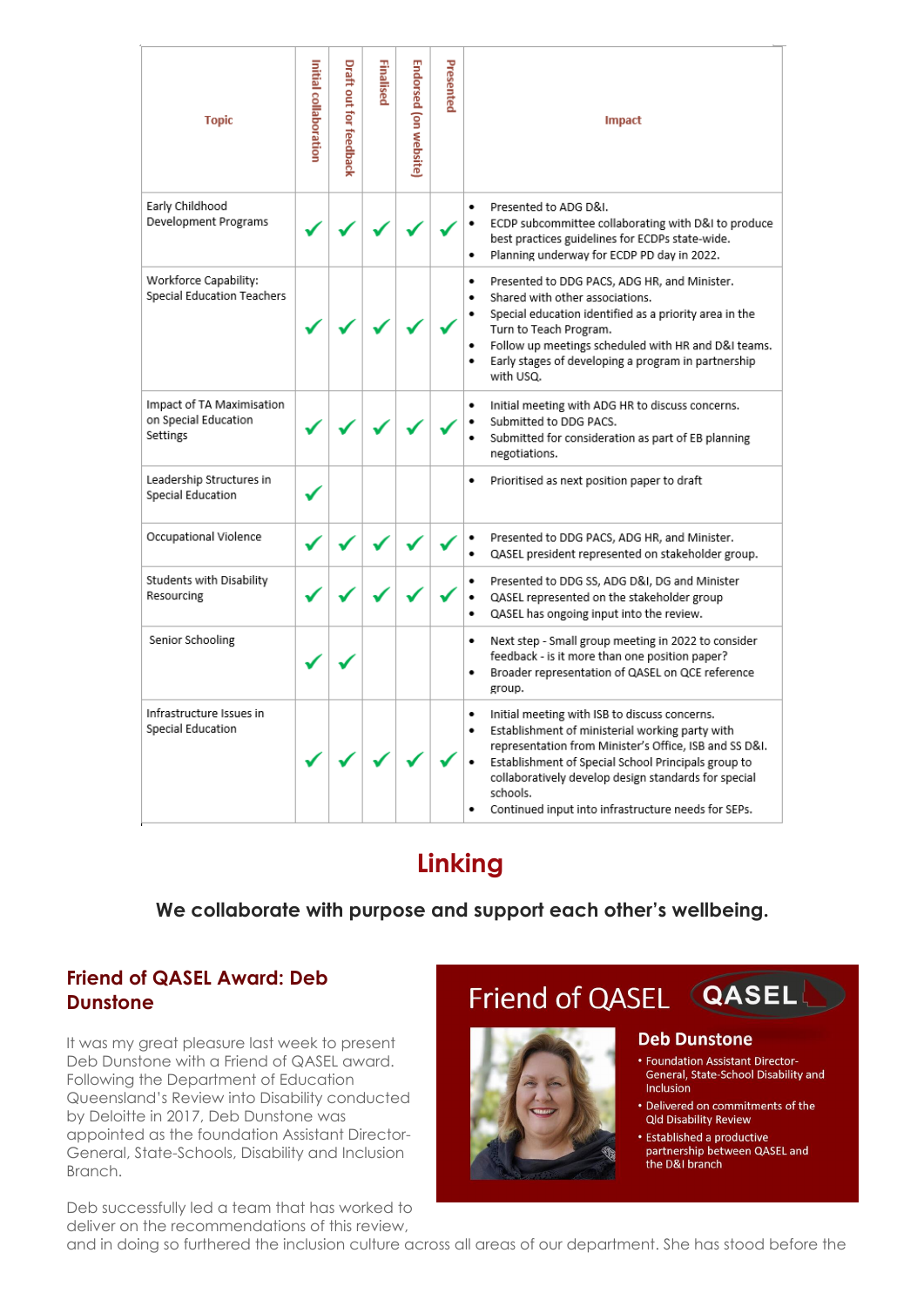| Topic | Initial collaboration | Draft out for feedback | Finalised | Endorsed (on website) | Presented | Impact |
|---|---|---|---|---|---|---|
| Early Childhood Development Programs | ✓ | ✓ | ✓ | ✓ | ✓ | • Presented to ADG D&I.<br>• ECDP subcommittee collaborating with D&I to produce best practices guidelines for ECDPs state-wide.<br>• Planning underway for ECDP PD day in 2022. |
| Workforce Capability: Special Education Teachers | ✓ | ✓ | ✓ | ✓ | ✓ | • Presented to DDG PACS, ADG HR, and Minister.<br>• Shared with other associations.<br>• Special education identified as a priority area in the Turn to Teach Program.<br>• Follow up meetings scheduled with HR and D&I teams.<br>• Early stages of developing a program in partnership with USQ. |
| Impact of TA Maximisation on Special Education Settings | ✓ | ✓ | ✓ | ✓ | ✓ | • Initial meeting with ADG HR to discuss concerns.<br>• Submitted to DDG PACS.<br>• Submitted for consideration as part of EB planning negotiations. |
| Leadership Structures in Special Education | ✓ | | | | | • Prioritised as next position paper to draft |
| Occupational Violence | ✓ | ✓ | ✓ | ✓ | ✓ | • Presented to DDG PACS, ADG HR, and Minister.<br>• QASEL president represented on stakeholder group. |
| Students with Disability Resourcing | ✓ | ✓ | ✓ | ✓ | ✓ | • Presented to DDG SS, ADG D&I, DG and Minister<br>• QASEL represented on the stakeholder group<br>• QASEL has ongoing input into the review. |
| Senior Schooling | ✓ | ✓ | | | | • Next step - Small group meeting in 2022 to consider feedback - is it more than one position paper?<br>• Broader representation of QASEL on QCE reference group. |
| Infrastructure Issues in Special Education | ✓ | ✓ | ✓ | ✓ | ✓ | • Initial meeting with ISB to discuss concerns.<br>• Establishment of ministerial working party with representation from Minister's Office, ISB and SS D&I.<br>• Establishment of Special School Principals group to collaboratively develop design standards for special schools.<br>• Continued input into infrastructure needs for SEPs. |

## Linking

**We collaborate with purpose and support each other's wellbeing.**

### Friend of QASEL Award: Deb Dunstone

It was my great pleasure last week to present Deb Dunstone with a Friend of QASEL award. Following the Department of Education Queensland's Review into Disability conducted by Deloitte in 2017, Deb Dunstone was appointed as the foundation Assistant Director-General, State-Schools, Disability and Inclusion Branch.

Friend of QASEL

QASEL

**Deb Dunstone**

- Foundation Assistant Director-General, State-School Disability and Inclusion
- Delivered on commitments of the Qld Disability Review
- Established a productive partnership between QASEL and the D&I branch

Deb successfully led a team that has worked to deliver on the recommendations of this review, and in doing so furthered the inclusion culture across all areas of our department. She has stood before the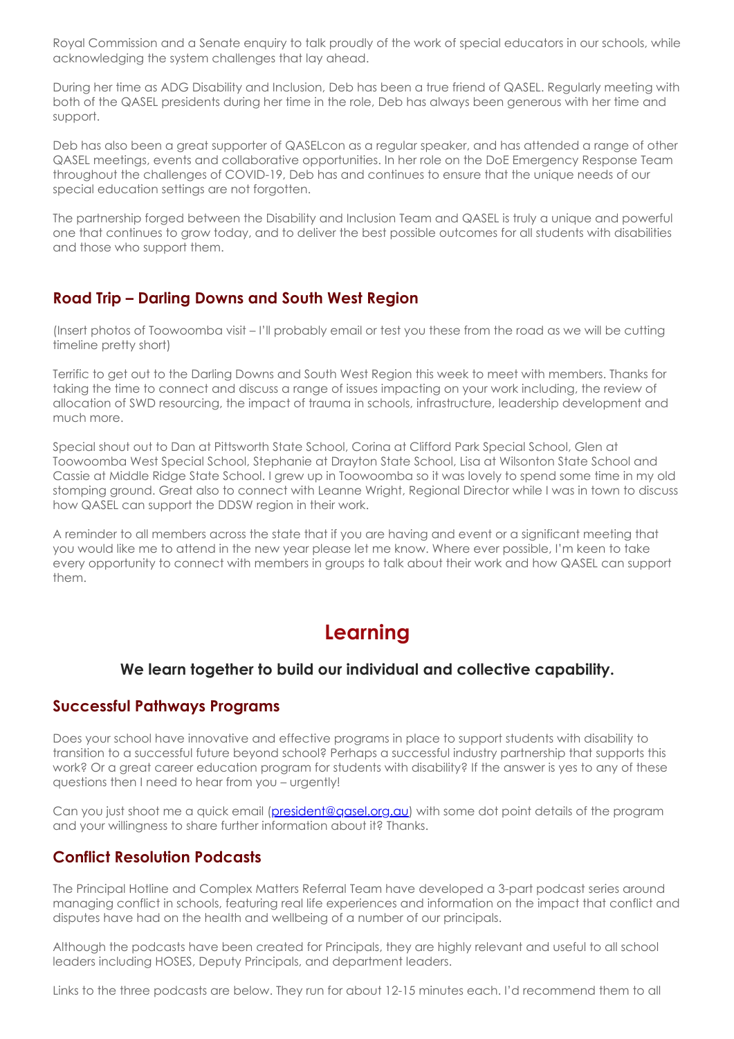Royal Commission and a Senate enquiry to talk proudly of the work of special educators in our schools, while acknowledging the system challenges that lay ahead.

During her time as ADG Disability and Inclusion, Deb has been a true friend of QASEL. Regularly meeting with both of the QASEL presidents during her time in the role, Deb has always been generous with her time and support.

Deb has also been a great supporter of QASELcon as a regular speaker, and has attended a range of other QASEL meetings, events and collaborative opportunities. In her role on the DoE Emergency Response Team throughout the challenges of COVID-19, Deb has and continues to ensure that the unique needs of our special education settings are not forgotten.

The partnership forged between the Disability and Inclusion Team and QASEL is truly a unique and powerful one that continues to grow today, and to deliver the best possible outcomes for all students with disabilities and those who support them.

### Road Trip – Darling Downs and South West Region

(Insert photos of Toowoomba visit – I'll probably email or test you these from the road as we will be cutting timeline pretty short)

Terrific to get out to the Darling Downs and South West Region this week to meet with members. Thanks for taking the time to connect and discuss a range of issues impacting on your work including, the review of allocation of SWD resourcing, the impact of trauma in schools, infrastructure, leadership development and much more.

Special shout out to Dan at Pittsworth State School, Corina at Clifford Park Special School, Glen at Toowoomba West Special School, Stephanie at Drayton State School, Lisa at Wilsonton State School and Cassie at Middle Ridge State School. I grew up in Toowoomba so it was lovely to spend some time in my old stomping ground. Great also to connect with Leanne Wright, Regional Director while I was in town to discuss how QASEL can support the DDSW region in their work.

A reminder to all members across the state that if you are having and event or a significant meeting that you would like me to attend in the new year please let me know. Where ever possible, I'm keen to take every opportunity to connect with members in groups to talk about their work and how QASEL can support them.

## Learning

**We learn together to build our individual and collective capability.**

### Successful Pathways Programs

Does your school have innovative and effective programs in place to support students with disability to transition to a successful future beyond school? Perhaps a successful industry partnership that supports this work? Or a great career education program for students with disability? If the answer is yes to any of these questions then I need to hear from you – urgently!

Can you just shoot me a quick email (president@qasel.org.au) with some dot point details of the program and your willingness to share further information about it? Thanks.

### Conflict Resolution Podcasts

The Principal Hotline and Complex Matters Referral Team have developed a 3-part podcast series around managing conflict in schools, featuring real life experiences and information on the impact that conflict and disputes have had on the health and wellbeing of a number of our principals.

Although the podcasts have been created for Principals, they are highly relevant and useful to all school leaders including HOSES, Deputy Principals, and department leaders.

Links to the three podcasts are below. They run for about 12-15 minutes each. I'd recommend them to all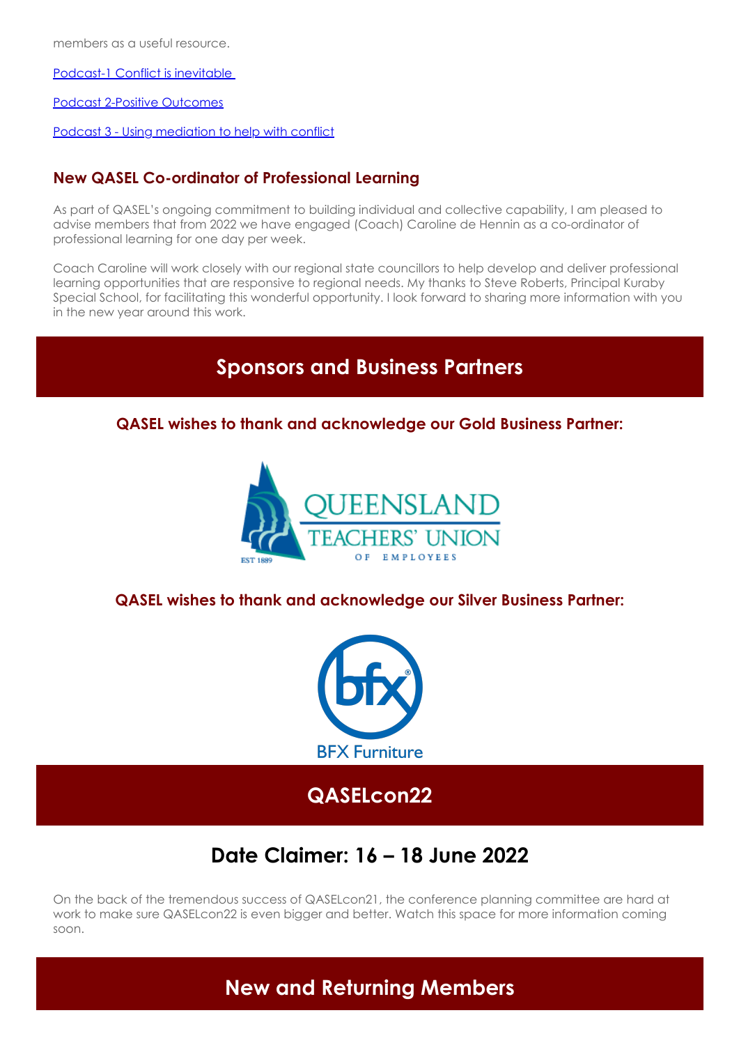members as a useful resource.

Podcast-1 Conflict is inevitable

Podcast 2-Positive Outcomes

Podcast 3 - Using mediation to help with conflict

### New QASEL Co-ordinator of Professional Learning

As part of QASEL's ongoing commitment to building individual and collective capability, I am pleased to advise members that from 2022 we have engaged (Coach) Caroline de Hennin as a co-ordinator of professional learning for one day per week.

Coach Caroline will work closely with our regional state councillors to help develop and deliver professional learning opportunities that are responsive to regional needs. My thanks to Steve Roberts, Principal Kuraby Special School, for facilitating this wonderful opportunity. I look forward to sharing more information with you in the new year around this work.

## Sponsors and Business Partners

### QASEL wishes to thank and acknowledge our Gold Business Partner:

QUEENSLAND TEACHERS' UNION OF EMPLOYEES

EST 1889

### QASEL wishes to thank and acknowledge our Silver Business Partner:

bfx

BFX Furniture

## QASELcon22

## Date Claimer: 16 – 18 June 2022

On the back of the tremendous success of QASELcon21, the conference planning committee are hard at work to make sure QASELcon22 is even bigger and better. Watch this space for more information coming soon.

## New and Returning Members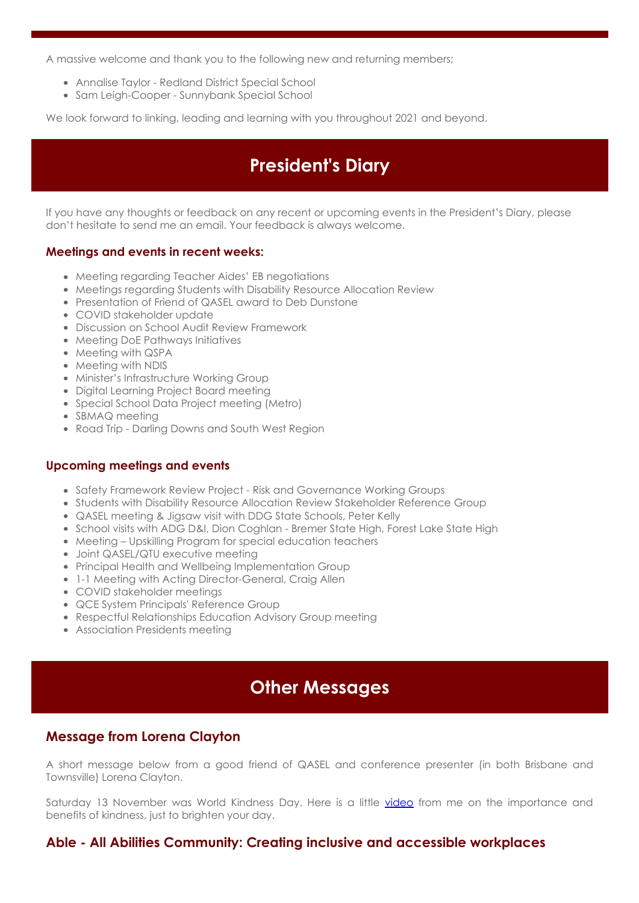A massive welcome and thank you to the following new and returning members;

- Annalise Taylor - Redland District Special School
- Sam Leigh-Cooper - Sunnybank Special School

We look forward to linking, leading and learning with you throughout 2021 and beyond.

# President's Diary

If you have any thoughts or feedback on any recent or upcoming events in the President's Diary, please don't hesitate to send me an email. Your feedback is always welcome.

### Meetings and events in recent weeks:

- Meeting regarding Teacher Aides' EB negotiations
- Meetings regarding Students with Disability Resource Allocation Review
- Presentation of Friend of QASEL award to Deb Dunstone
- COVID stakeholder update
- Discussion on School Audit Review Framework
- Meeting DoE Pathways Initiatives
- Meeting with QSPA
- Meeting with NDIS
- Minister's Infrastructure Working Group
- Digital Learning Project Board meeting
- Special School Data Project meeting (Metro)
- SBMAQ meeting
- Road Trip - Darling Downs and South West Region

### Upcoming meetings and events

- Safety Framework Review Project - Risk and Governance Working Groups
- Students with Disability Resource Allocation Review Stakeholder Reference Group
- QASEL meeting & Jigsaw visit with DDG State Schools, Peter Kelly
- School visits with ADG D&I, Dion Coghlan - Bremer State High, Forest Lake State High
- Meeting – Upskilling Program for special education teachers
- Joint QASEL/QTU executive meeting
- Principal Health and Wellbeing Implementation Group
- 1-1 Meeting with Acting Director-General, Craig Allen
- COVID stakeholder meetings
- QCE System Principals' Reference Group
- Respectful Relationships Education Advisory Group meeting
- Association Presidents meeting

# Other Messages

## Message from Lorena Clayton

A short message below from a good friend of QASEL and conference presenter (in both Brisbane and Townsville) Lorena Clayton.

Saturday 13 November was World Kindness Day. Here is a little video from me on the importance and benefits of kindness, just to brighten your day.

## Able - All Abilities Community: Creating inclusive and accessible workplaces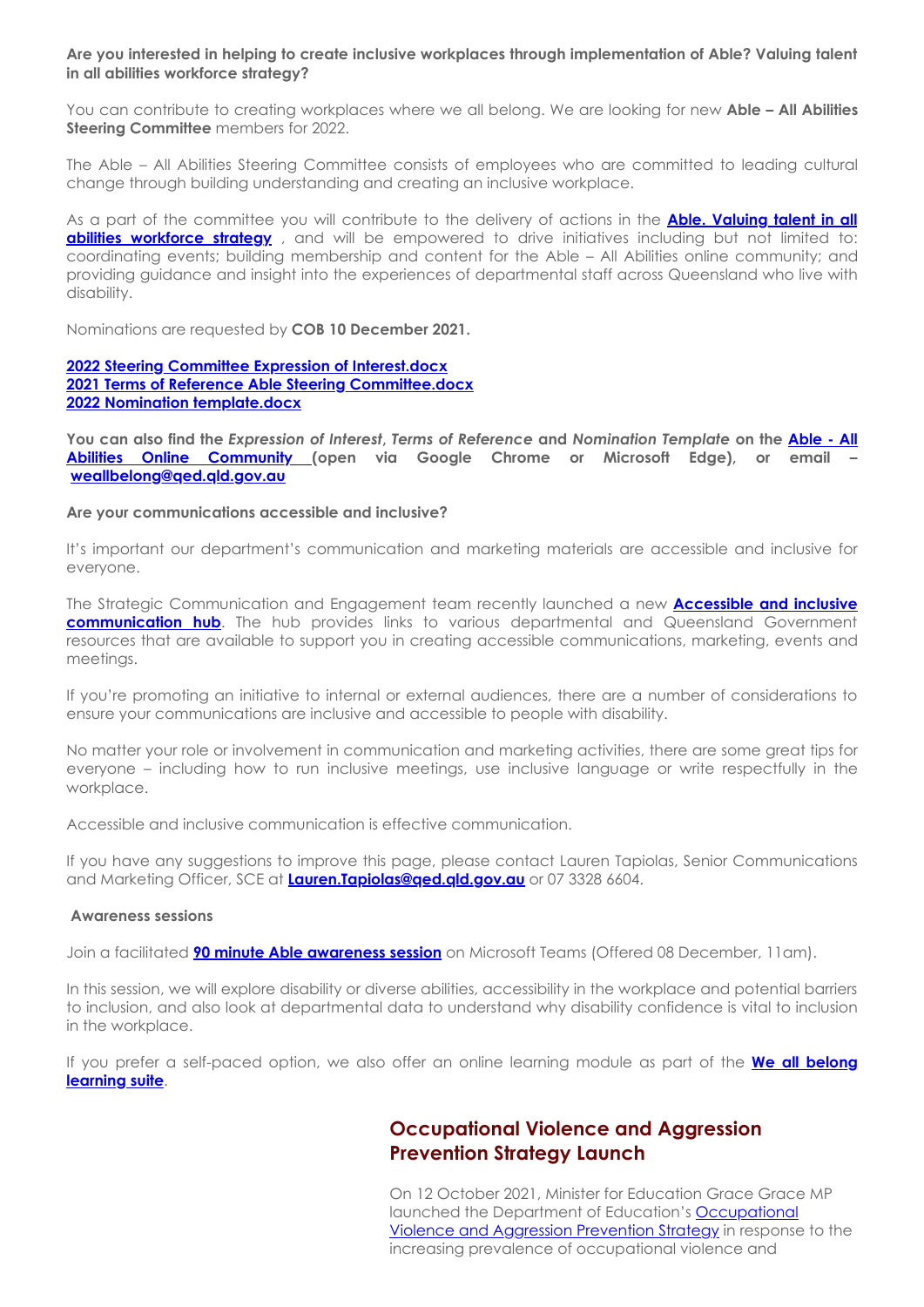**Are you interested in helping to create inclusive workplaces through implementation of Able? Valuing talent in all abilities workforce strategy?**

You can contribute to creating workplaces where we all belong. We are looking for new **Able – All Abilities Steering Committee** members for 2022.

The Able – All Abilities Steering Committee consists of employees who are committed to leading cultural change through building understanding and creating an inclusive workplace.

As a part of the committee you will contribute to the delivery of actions in the **Able. Valuing talent in all abilities workforce strategy** , and will be empowered to drive initiatives including but not limited to: coordinating events; building membership and content for the Able – All Abilities online community; and providing guidance and insight into the experiences of departmental staff across Queensland who live with disability.

Nominations are requested by **COB 10 December 2021.**

**2022 Steering Committee Expression of Interest.docx**
**2021 Terms of Reference Able Steering Committee.docx**
**2022 Nomination template.docx**

**You can also find the *Expression of Interest*, *Terms of Reference* and *Nomination Template* on the Able - All Abilities Online Community (open via Google Chrome or Microsoft Edge), or email – weallbelong@qed.qld.gov.au**

**Are your communications accessible and inclusive?**

It's important our department's communication and marketing materials are accessible and inclusive for everyone.

The Strategic Communication and Engagement team recently launched a new **Accessible and inclusive communication hub**. The hub provides links to various departmental and Queensland Government resources that are available to support you in creating accessible communications, marketing, events and meetings.

If you're promoting an initiative to internal or external audiences, there are a number of considerations to ensure your communications are inclusive and accessible to people with disability.

No matter your role or involvement in communication and marketing activities, there are some great tips for everyone – including how to run inclusive meetings, use inclusive language or write respectfully in the workplace.

Accessible and inclusive communication is effective communication.

If you have any suggestions to improve this page, please contact Lauren Tapiolas, Senior Communications and Marketing Officer, SCE at **Lauren.Tapiolas@qed.qld.gov.au** or 07 3328 6604.

**Awareness sessions**

Join a facilitated **90 minute Able awareness session** on Microsoft Teams (Offered 08 December, 11am).

In this session, we will explore disability or diverse abilities, accessibility in the workplace and potential barriers to inclusion, and also look at departmental data to understand why disability confidence is vital to inclusion in the workplace.

If you prefer a self-paced option, we also offer an online learning module as part of the **We all belong learning suite**.

## Occupational Violence and Aggression Prevention Strategy Launch

On 12 October 2021, Minister for Education Grace Grace MP launched the Department of Education's Occupational Violence and Aggression Prevention Strategy in response to the increasing prevalence of occupational violence and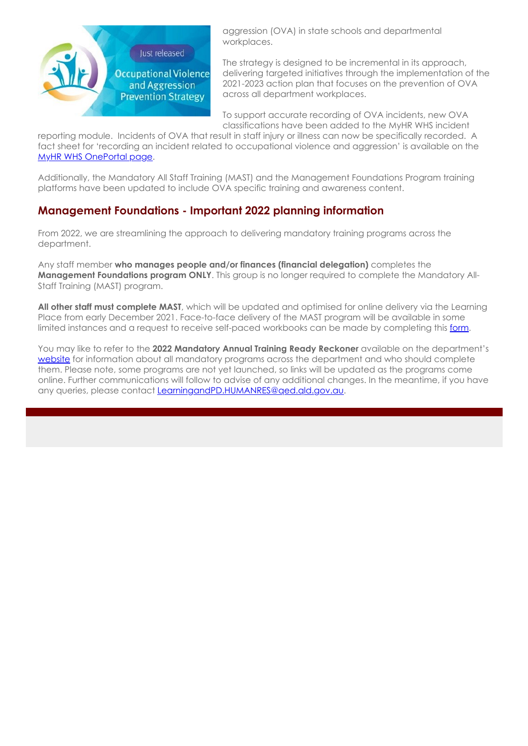aggression (OVA) in state schools and departmental workplaces.

The strategy is designed to be incremental in its approach, delivering targeted initiatives through the implementation of the 2021-2023 action plan that focuses on the prevention of OVA across all department workplaces.

To support accurate recording of OVA incidents, new OVA classifications have been added to the MyHR WHS incident reporting module. Incidents of OVA that result in staff injury or illness can now be specifically recorded. A fact sheet for 'recording an incident related to occupational violence and aggression' is available on the MyHR WHS OnePortal page.

Additionally, the Mandatory All Staff Training (MAST) and the Management Foundations Program training platforms have been updated to include OVA specific training and awareness content.

## Management Foundations - Important 2022 planning information

From 2022, we are streamlining the approach to delivering mandatory training programs across the department.

Any staff member **who manages people and/or finances (financial delegation)** completes the **Management Foundations program ONLY**. This group is no longer required to complete the Mandatory All-Staff Training (MAST) program.

**All other staff must complete MAST**, which will be updated and optimised for online delivery via the Learning Place from early December 2021. Face-to-face delivery of the MAST program will be available in some limited instances and a request to receive self-paced workbooks can be made by completing this form.

You may like to refer to the **2022 Mandatory Annual Training Ready Reckoner** available on the department's website for information about all mandatory programs across the department and who should complete them. Please note, some programs are not yet launched, so links will be updated as the programs come online. Further communications will follow to advise of any additional changes. In the meantime, if you have any queries, please contact LearningandPD.HUMANRES@qed.qld.gov.au.